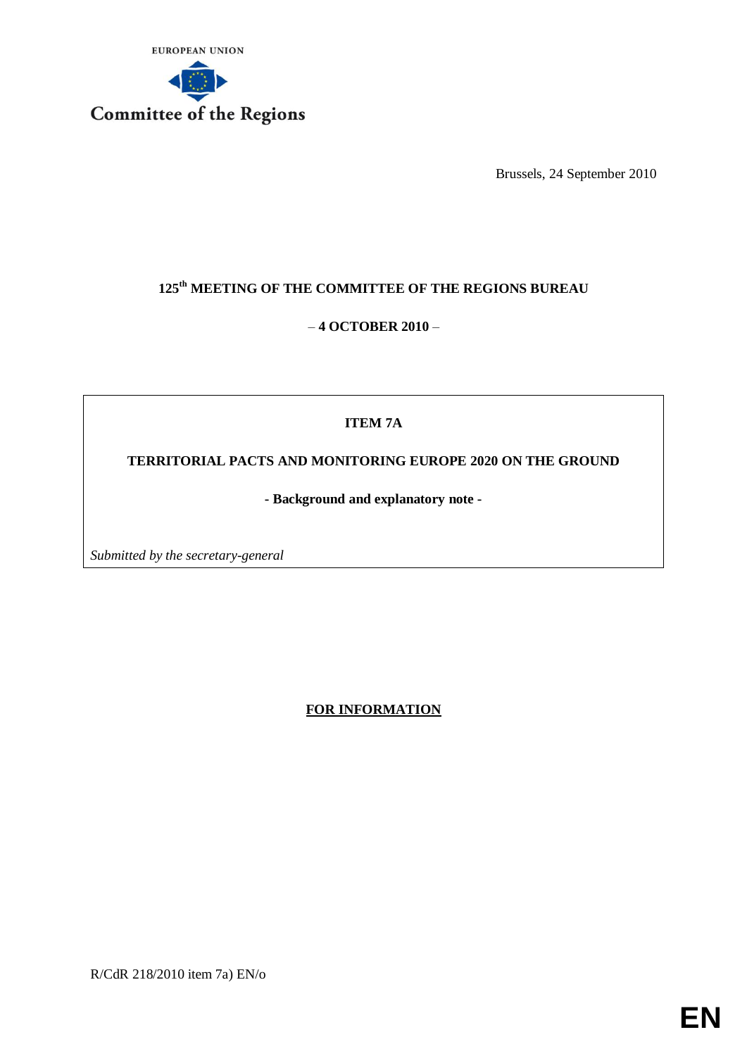EUROPEAN UNION

**Committee of the Regions**

Brussels, 24 September 2010

# 125th MEETING OF THE COMMITTEE OF THE REGIONS BUREAU

**– 4 OCTOBER 2010 –**

**ITEM 7A**

**TERRITORIAL PACTS AND MONITORING EUROPE 2020 ON THE GROUND**

**- Background and explanatory note -**

*Submitted by the secretary-general*

**<u>FOR INFORMATION</u>**

R/CdR 218/2010 item 7a) EN/o

**EN**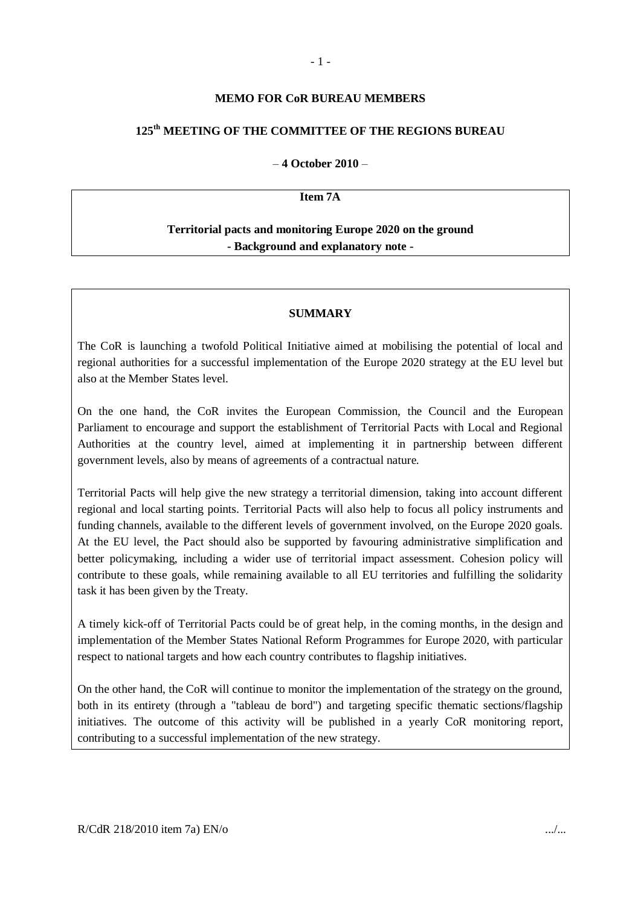**MEMO FOR CoR BUREAU MEMBERS**

**125th MEETING OF THE COMMITTEE OF THE REGIONS BUREAU**

– **4 October 2010** –

**Item 7A**

**Territorial pacts and monitoring Europe 2020 on the ground**
**- Background and explanatory note -**

**SUMMARY**

The CoR is launching a twofold Political Initiative aimed at mobilising the potential of local and regional authorities for a successful implementation of the Europe 2020 strategy at the EU level but also at the Member States level.

On the one hand, the CoR invites the European Commission, the Council and the European Parliament to encourage and support the establishment of Territorial Pacts with Local and Regional Authorities at the country level, aimed at implementing it in partnership between different government levels, also by means of agreements of a contractual nature.

Territorial Pacts will help give the new strategy a territorial dimension, taking into account different regional and local starting points. Territorial Pacts will also help to focus all policy instruments and funding channels, available to the different levels of government involved, on the Europe 2020 goals. At the EU level, the Pact should also be supported by favouring administrative simplification and better policymaking, including a wider use of territorial impact assessment. Cohesion policy will contribute to these goals, while remaining available to all EU territories and fulfilling the solidarity task it has been given by the Treaty.

A timely kick-off of Territorial Pacts could be of great help, in the coming months, in the design and implementation of the Member States National Reform Programmes for Europe 2020, with particular respect to national targets and how each country contributes to flagship initiatives.

On the other hand, the CoR will continue to monitor the implementation of the strategy on the ground, both in its entirety (through a "tableau de bord") and targeting specific thematic sections/flagship initiatives. The outcome of this activity will be published in a yearly CoR monitoring report, contributing to a successful implementation of the new strategy.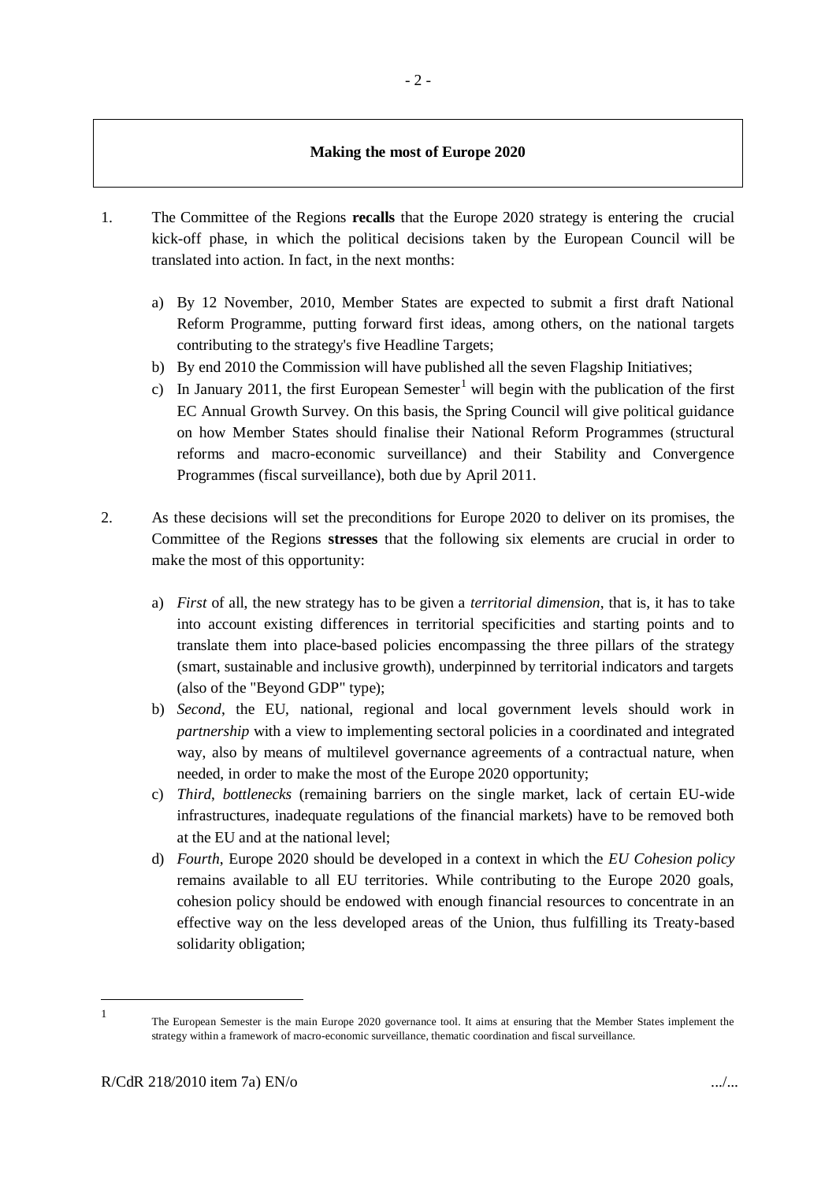## Making the most of Europe 2020

1. The Committee of the Regions **recalls** that the Europe 2020 strategy is entering the crucial kick-off phase, in which the political decisions taken by the European Council will be translated into action. In fact, in the next months:

   a) By 12 November, 2010, Member States are expected to submit a first draft National Reform Programme, putting forward first ideas, among others, on the national targets contributing to the strategy's five Headline Targets;
   
   b) By end 2010 the Commission will have published all the seven Flagship Initiatives;
   
   c) In January 2011, the first European Semester[1] will begin with the publication of the first EC Annual Growth Survey. On this basis, the Spring Council will give political guidance on how Member States should finalise their National Reform Programmes (structural reforms and macro-economic surveillance) and their Stability and Convergence Programmes (fiscal surveillance), both due by April 2011.

2. As these decisions will set the preconditions for Europe 2020 to deliver on its promises, the Committee of the Regions **stresses** that the following six elements are crucial in order to make the most of this opportunity:

   a) *First* of all, the new strategy has to be given a *territorial dimension*, that is, it has to take into account existing differences in territorial specificities and starting points and to translate them into place-based policies encompassing the three pillars of the strategy (smart, sustainable and inclusive growth), underpinned by territorial indicators and targets (also of the "Beyond GDP" type);
   
   b) *Second*, the EU, national, regional and local government levels should work in *partnership* with a view to implementing sectoral policies in a coordinated and integrated way, also by means of multilevel governance agreements of a contractual nature, when needed, in order to make the most of the Europe 2020 opportunity;
   
   c) *Third*, *bottlenecks* (remaining barriers on the single market, lack of certain EU-wide infrastructures, inadequate regulations of the financial markets) have to be removed both at the EU and at the national level;
   
   d) *Fourth*, Europe 2020 should be developed in a context in which the *EU Cohesion policy* remains available to all EU territories. While contributing to the Europe 2020 goals, cohesion policy should be endowed with enough financial resources to concentrate in an effective way on the less developed areas of the Union, thus fulfilling its Treaty-based solidarity obligation;

---

[1] The European Semester is the main Europe 2020 governance tool. It aims at ensuring that the Member States implement the strategy within a framework of macro-economic surveillance, thematic coordination and fiscal surveillance.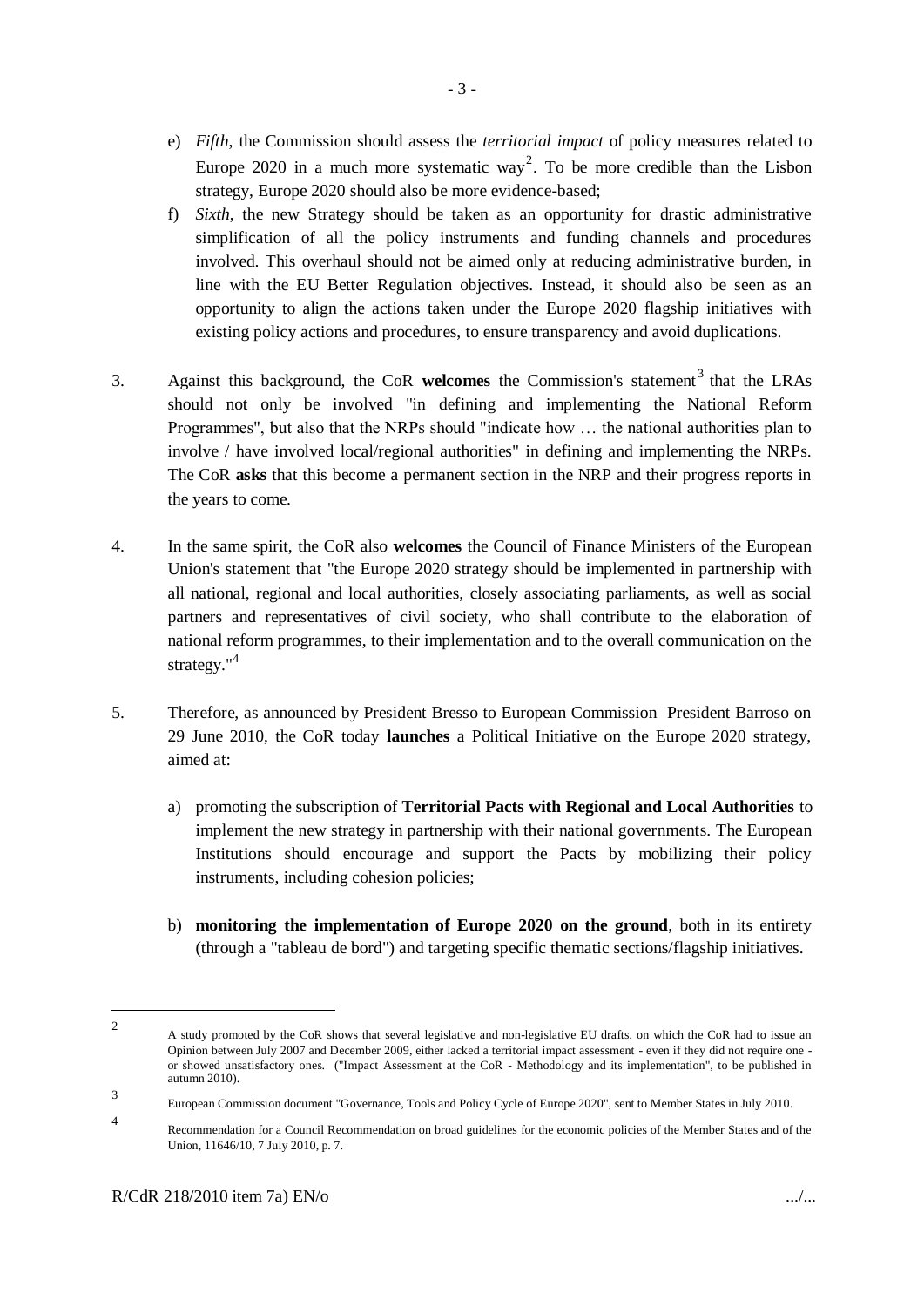e) *Fifth*, the Commission should assess the *territorial impact* of policy measures related to Europe 2020 in a much more systematic way[2]. To be more credible than the Lisbon strategy, Europe 2020 should also be more evidence-based;

f) *Sixth*, the new Strategy should be taken as an opportunity for drastic administrative simplification of all the policy instruments and funding channels and procedures involved. This overhaul should not be aimed only at reducing administrative burden, in line with the EU Better Regulation objectives. Instead, it should also be seen as an opportunity to align the actions taken under the Europe 2020 flagship initiatives with existing policy actions and procedures, to ensure transparency and avoid duplications.

3. Against this background, the CoR **welcomes** the Commission's statement[3] that the LRAs should not only be involved "in defining and implementing the National Reform Programmes", but also that the NRPs should "indicate how … the national authorities plan to involve / have involved local/regional authorities" in defining and implementing the NRPs. The CoR **asks** that this become a permanent section in the NRP and their progress reports in the years to come.

4. In the same spirit, the CoR also **welcomes** the Council of Finance Ministers of the European Union's statement that "the Europe 2020 strategy should be implemented in partnership with all national, regional and local authorities, closely associating parliaments, as well as social partners and representatives of civil society, who shall contribute to the elaboration of national reform programmes, to their implementation and to the overall communication on the strategy."[4]

5. Therefore, as announced by President Bresso to European Commission President Barroso on 29 June 2010, the CoR today **launches** a Political Initiative on the Europe 2020 strategy, aimed at:

   a) promoting the subscription of **Territorial Pacts with Regional and Local Authorities** to implement the new strategy in partnership with their national governments. The European Institutions should encourage and support the Pacts by mobilizing their policy instruments, including cohesion policies;

   b) **monitoring the implementation of Europe 2020 on the ground**, both in its entirety (through a "tableau de bord") and targeting specific thematic sections/flagship initiatives.

---

[2] A study promoted by the CoR shows that several legislative and non-legislative EU drafts, on which the CoR had to issue an Opinion between July 2007 and December 2009, either lacked a territorial impact assessment - even if they did not require one - or showed unsatisfactory ones. ("Impact Assessment at the CoR - Methodology and its implementation", to be published in autumn 2010).

[3] European Commission document "Governance, Tools and Policy Cycle of Europe 2020", sent to Member States in July 2010.

[4] Recommendation for a Council Recommendation on broad guidelines for the economic policies of the Member States and of the Union, 11646/10, 7 July 2010, p. 7.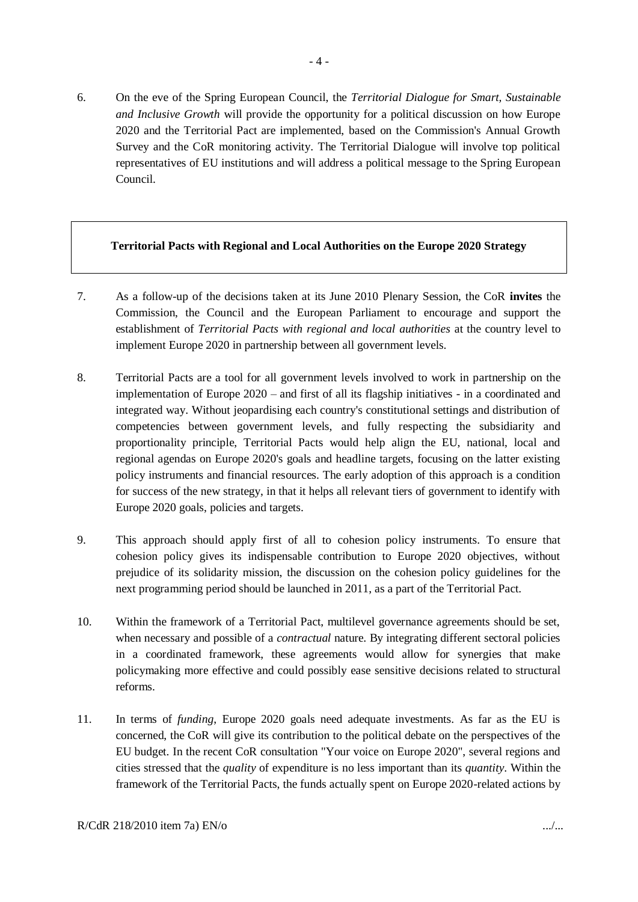6. On the eve of the Spring European Council, the *Territorial Dialogue for Smart, Sustainable and Inclusive Growth* will provide the opportunity for a political discussion on how Europe 2020 and the Territorial Pact are implemented, based on the Commission's Annual Growth Survey and the CoR monitoring activity. The Territorial Dialogue will involve top political representatives of EU institutions and will address a political message to the Spring European Council.

**Territorial Pacts with Regional and Local Authorities on the Europe 2020 Strategy**

7. As a follow-up of the decisions taken at its June 2010 Plenary Session, the CoR **invites** the Commission, the Council and the European Parliament to encourage and support the establishment of *Territorial Pacts with regional and local authorities* at the country level to implement Europe 2020 in partnership between all government levels.

8. Territorial Pacts are a tool for all government levels involved to work in partnership on the implementation of Europe 2020 – and first of all its flagship initiatives - in a coordinated and integrated way. Without jeopardising each country's constitutional settings and distribution of competencies between government levels, and fully respecting the subsidiarity and proportionality principle, Territorial Pacts would help align the EU, national, local and regional agendas on Europe 2020's goals and headline targets, focusing on the latter existing policy instruments and financial resources. The early adoption of this approach is a condition for success of the new strategy, in that it helps all relevant tiers of government to identify with Europe 2020 goals, policies and targets.

9. This approach should apply first of all to cohesion policy instruments. To ensure that cohesion policy gives its indispensable contribution to Europe 2020 objectives, without prejudice of its solidarity mission, the discussion on the cohesion policy guidelines for the next programming period should be launched in 2011, as a part of the Territorial Pact.

10. Within the framework of a Territorial Pact, multilevel governance agreements should be set, when necessary and possible of a *contractual* nature. By integrating different sectoral policies in a coordinated framework, these agreements would allow for synergies that make policymaking more effective and could possibly ease sensitive decisions related to structural reforms.

11. In terms of *funding*, Europe 2020 goals need adequate investments. As far as the EU is concerned, the CoR will give its contribution to the political debate on the perspectives of the EU budget. In the recent CoR consultation "Your voice on Europe 2020", several regions and cities stressed that the *quality* of expenditure is no less important than its *quantity*. Within the framework of the Territorial Pacts, the funds actually spent on Europe 2020-related actions by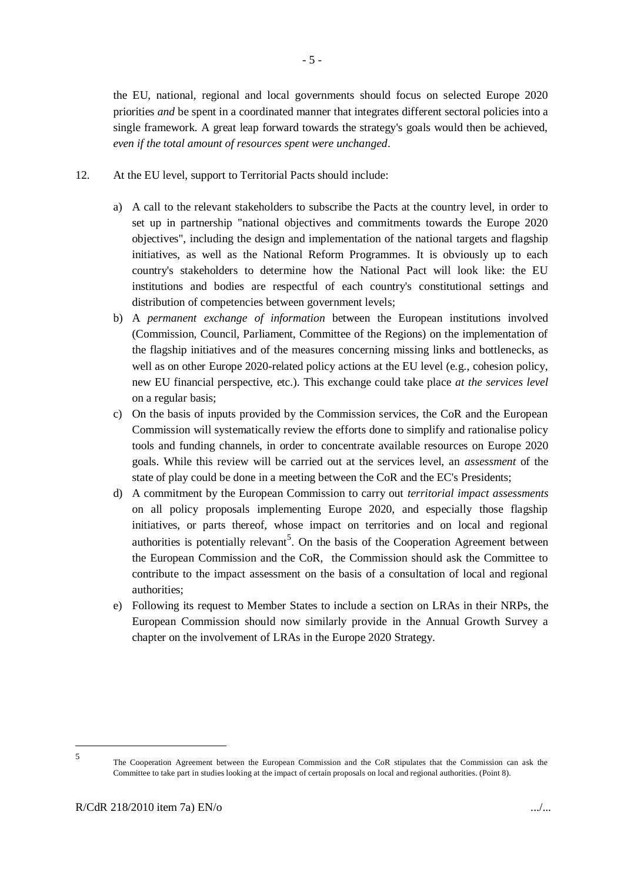the EU, national, regional and local governments should focus on selected Europe 2020 priorities *and* be spent in a coordinated manner that integrates different sectoral policies into a single framework. A great leap forward towards the strategy's goals would then be achieved, *even if the total amount of resources spent were unchanged*.

12. At the EU level, support to Territorial Pacts should include:

    a) A call to the relevant stakeholders to subscribe the Pacts at the country level, in order to set up in partnership "national objectives and commitments towards the Europe 2020 objectives", including the design and implementation of the national targets and flagship initiatives, as well as the National Reform Programmes. It is obviously up to each country's stakeholders to determine how the National Pact will look like: the EU institutions and bodies are respectful of each country's constitutional settings and distribution of competencies between government levels;
    b) A *permanent exchange of information* between the European institutions involved (Commission, Council, Parliament, Committee of the Regions) on the implementation of the flagship initiatives and of the measures concerning missing links and bottlenecks, as well as on other Europe 2020-related policy actions at the EU level (e.g., cohesion policy, new EU financial perspective, etc.). This exchange could take place *at the services level* on a regular basis;
    c) On the basis of inputs provided by the Commission services, the CoR and the European Commission will systematically review the efforts done to simplify and rationalise policy tools and funding channels, in order to concentrate available resources on Europe 2020 goals. While this review will be carried out at the services level, an *assessment* of the state of play could be done in a meeting between the CoR and the EC's Presidents;
    d) A commitment by the European Commission to carry out *territorial impact assessments* on all policy proposals implementing Europe 2020, and especially those flagship initiatives, or parts thereof, whose impact on territories and on local and regional authorities is potentially relevant[5]. On the basis of the Cooperation Agreement between the European Commission and the CoR, the Commission should ask the Committee to contribute to the impact assessment on the basis of a consultation of local and regional authorities;
    e) Following its request to Member States to include a section on LRAs in their NRPs, the European Commission should now similarly provide in the Annual Growth Survey a chapter on the involvement of LRAs in the Europe 2020 Strategy.

---

[5] The Cooperation Agreement between the European Commission and the CoR stipulates that the Commission can ask the Committee to take part in studies looking at the impact of certain proposals on local and regional authorities. (Point 8).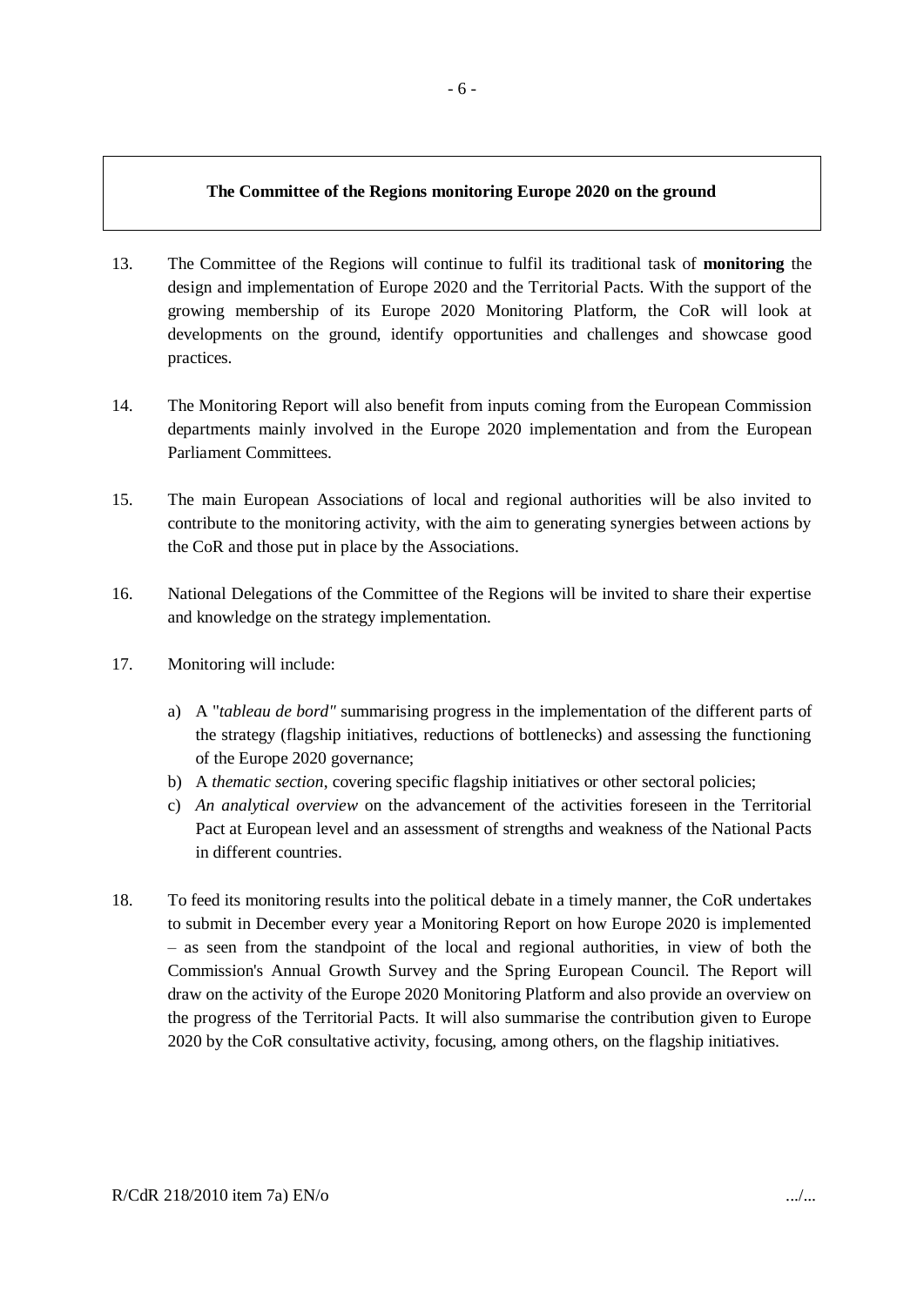## The Committee of the Regions monitoring Europe 2020 on the ground

13. The Committee of the Regions will continue to fulfil its traditional task of **monitoring** the design and implementation of Europe 2020 and the Territorial Pacts. With the support of the growing membership of its Europe 2020 Monitoring Platform, the CoR will look at developments on the ground, identify opportunities and challenges and showcase good practices.

14. The Monitoring Report will also benefit from inputs coming from the European Commission departments mainly involved in the Europe 2020 implementation and from the European Parliament Committees.

15. The main European Associations of local and regional authorities will be also invited to contribute to the monitoring activity, with the aim to generating synergies between actions by the CoR and those put in place by the Associations.

16. National Delegations of the Committee of the Regions will be invited to share their expertise and knowledge on the strategy implementation.

17. Monitoring will include:

    a) A "*tableau de bord"* summarising progress in the implementation of the different parts of the strategy (flagship initiatives, reductions of bottlenecks) and assessing the functioning of the Europe 2020 governance;
    b) A *thematic section*, covering specific flagship initiatives or other sectoral policies;
    c) *An analytical overview* on the advancement of the activities foreseen in the Territorial Pact at European level and an assessment of strengths and weakness of the National Pacts in different countries.

18. To feed its monitoring results into the political debate in a timely manner, the CoR undertakes to submit in December every year a Monitoring Report on how Europe 2020 is implemented – as seen from the standpoint of the local and regional authorities, in view of both the Commission's Annual Growth Survey and the Spring European Council. The Report will draw on the activity of the Europe 2020 Monitoring Platform and also provide an overview on the progress of the Territorial Pacts. It will also summarise the contribution given to Europe 2020 by the CoR consultative activity, focusing, among others, on the flagship initiatives.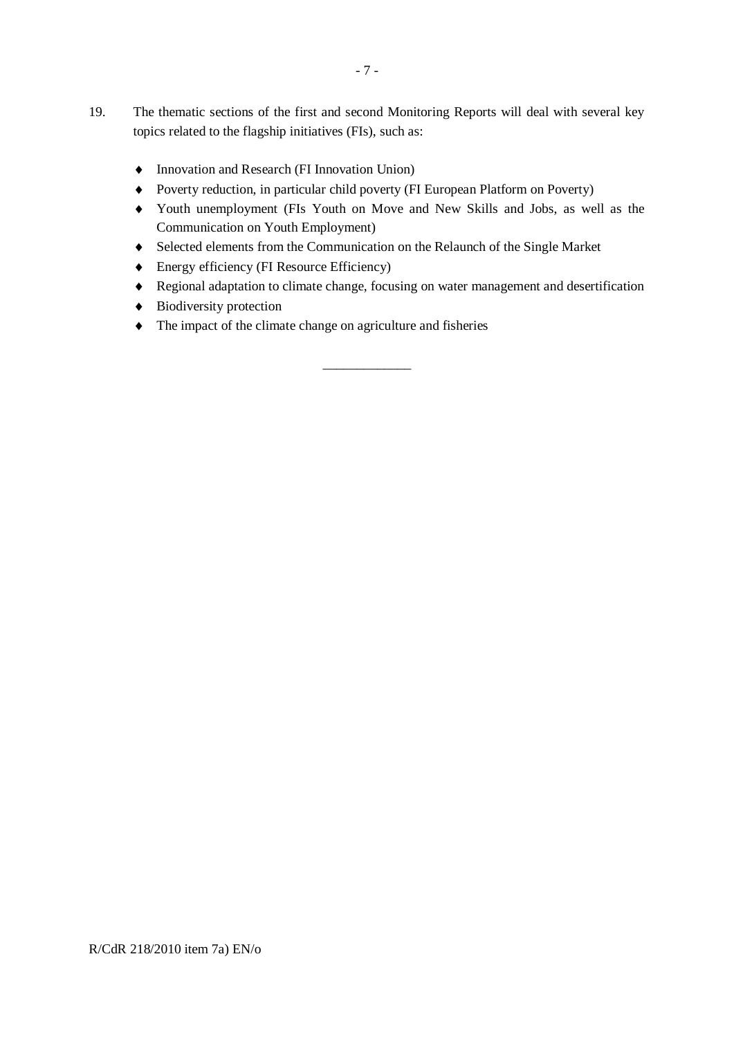19. The thematic sections of the first and second Monitoring Reports will deal with several key topics related to the flagship initiatives (FIs), such as:

    - Innovation and Research (FI Innovation Union)
    - Poverty reduction, in particular child poverty (FI European Platform on Poverty)
    - Youth unemployment (FIs Youth on Move and New Skills and Jobs, as well as the Communication on Youth Employment)
    - Selected elements from the Communication on the Relaunch of the Single Market
    - Energy efficiency (FI Resource Efficiency)
    - Regional adaptation to climate change, focusing on water management and desertification
    - Biodiversity protection
    - The impact of the climate change on agriculture and fisheries

_____________